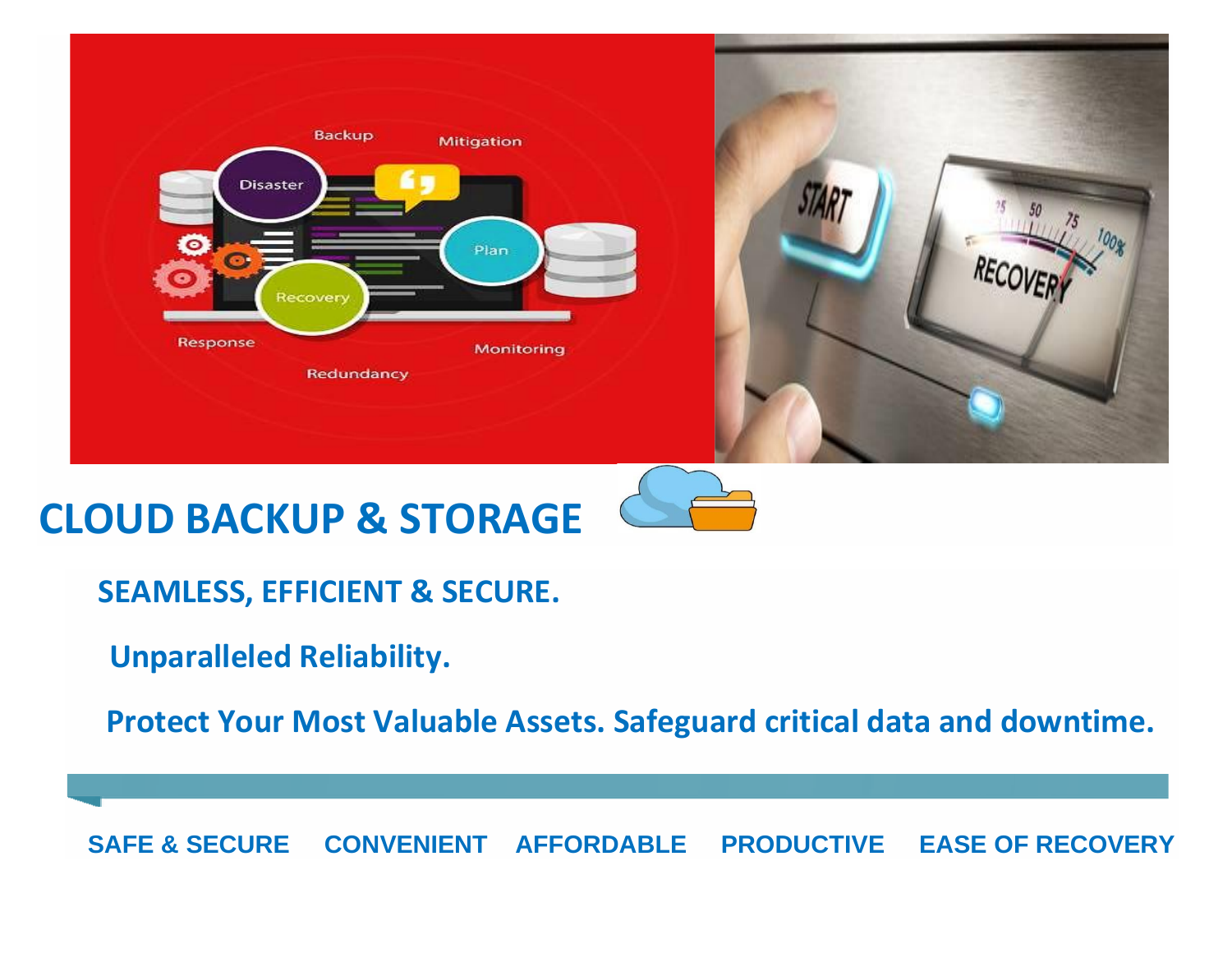# CLOUD BACKUP & STORAGE

**SEAMLESS, EFFICIENT & SECURE.**

**Unparalleled Reliability.**

**Protect Your Most Valuable Assets. Safeguard critical data and downtime.**

**SAFE & SECURE** **CONVENIENT** **AFFORDABLE** **PRODUCTIVE** **EASE OF RECOVERY**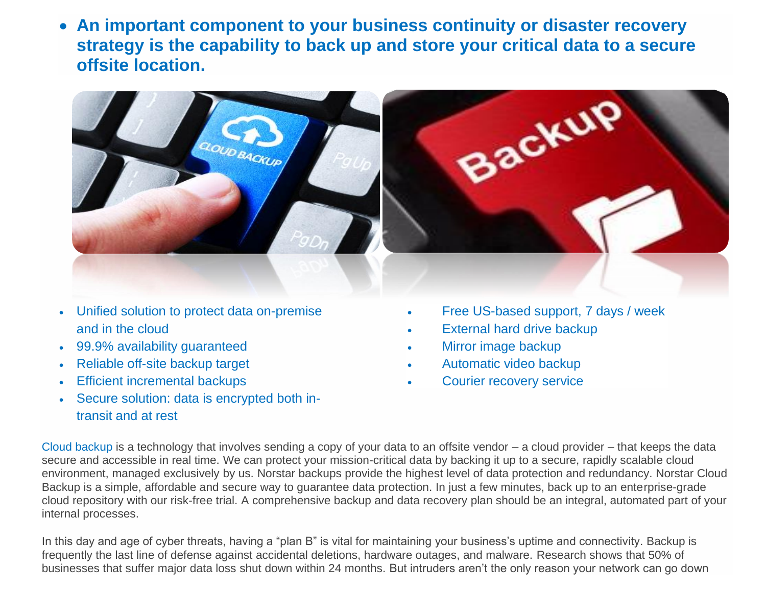- **An important component to your business continuity or disaster recovery strategy is the capability to back up and store your critical data to a secure offsite location.**

- Unified solution to protect data on-premise and in the cloud
- 99.9% availability guaranteed
- Reliable off-site backup target
- Efficient incremental backups
- Secure solution: data is encrypted both in-transit and at rest
- Free US-based support, 7 days / week
- External hard drive backup
- Mirror image backup
- Automatic video backup
- Courier recovery service

Cloud backup is a technology that involves sending a copy of your data to an offsite vendor – a cloud provider – that keeps the data secure and accessible in real time. We can protect your mission-critical data by backing it up to a secure, rapidly scalable cloud environment, managed exclusively by us. Norstar backups provide the highest level of data protection and redundancy. Norstar Cloud Backup is a simple, affordable and secure way to guarantee data protection. In just a few minutes, back up to an enterprise-grade cloud repository with our risk-free trial. A comprehensive backup and data recovery plan should be an integral, automated part of your internal processes.

In this day and age of cyber threats, having a "plan B" is vital for maintaining your business's uptime and connectivity. Backup is frequently the last line of defense against accidental deletions, hardware outages, and malware. Research shows that 50% of businesses that suffer major data loss shut down within 24 months. But intruders aren't the only reason your network can go down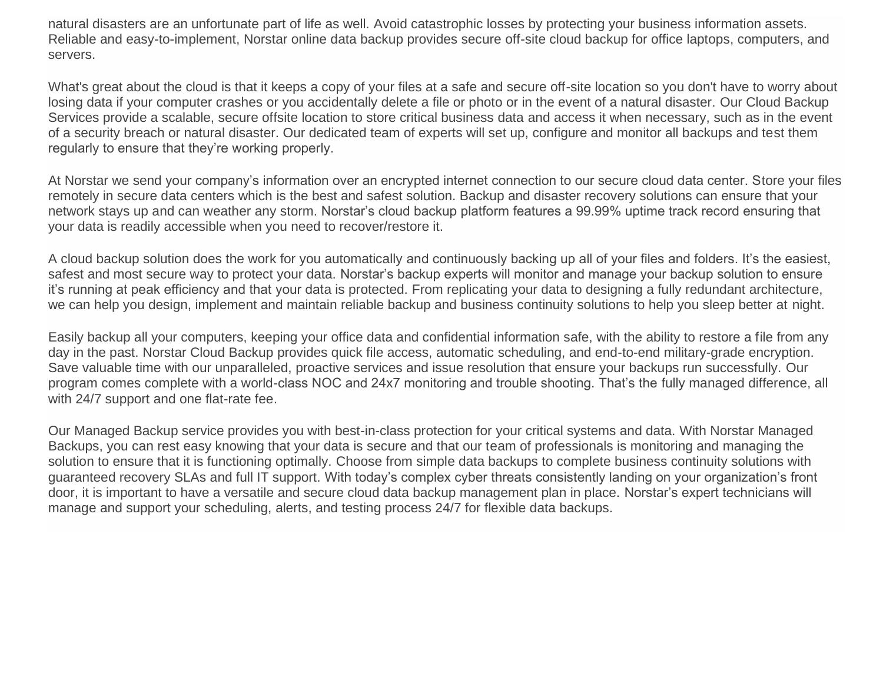natural disasters are an unfortunate part of life as well. Avoid catastrophic losses by protecting your business information assets. Reliable and easy-to-implement, Norstar online data backup provides secure off-site cloud backup for office laptops, computers, and servers.

What's great about the cloud is that it keeps a copy of your files at a safe and secure off-site location so you don't have to worry about losing data if your computer crashes or you accidentally delete a file or photo or in the event of a natural disaster. Our Cloud Backup Services provide a scalable, secure offsite location to store critical business data and access it when necessary, such as in the event of a security breach or natural disaster. Our dedicated team of experts will set up, configure and monitor all backups and test them regularly to ensure that they're working properly.

At Norstar we send your company's information over an encrypted internet connection to our secure cloud data center. Store your files remotely in secure data centers which is the best and safest solution. Backup and disaster recovery solutions can ensure that your network stays up and can weather any storm. Norstar's cloud backup platform features a 99.99% uptime track record ensuring that your data is readily accessible when you need to recover/restore it.

A cloud backup solution does the work for you automatically and continuously backing up all of your files and folders. It's the easiest, safest and most secure way to protect your data. Norstar's backup experts will monitor and manage your backup solution to ensure it's running at peak efficiency and that your data is protected. From replicating your data to designing a fully redundant architecture, we can help you design, implement and maintain reliable backup and business continuity solutions to help you sleep better at night.

Easily backup all your computers, keeping your office data and confidential information safe, with the ability to restore a file from any day in the past. Norstar Cloud Backup provides quick file access, automatic scheduling, and end-to-end military-grade encryption. Save valuable time with our unparalleled, proactive services and issue resolution that ensure your backups run successfully. Our program comes complete with a world-class NOC and 24x7 monitoring and trouble shooting. That's the fully managed difference, all with 24/7 support and one flat-rate fee.

Our Managed Backup service provides you with best-in-class protection for your critical systems and data. With Norstar Managed Backups, you can rest easy knowing that your data is secure and that our team of professionals is monitoring and managing the solution to ensure that it is functioning optimally. Choose from simple data backups to complete business continuity solutions with guaranteed recovery SLAs and full IT support. With today's complex cyber threats consistently landing on your organization's front door, it is important to have a versatile and secure cloud data backup management plan in place. Norstar's expert technicians will manage and support your scheduling, alerts, and testing process 24/7 for flexible data backups.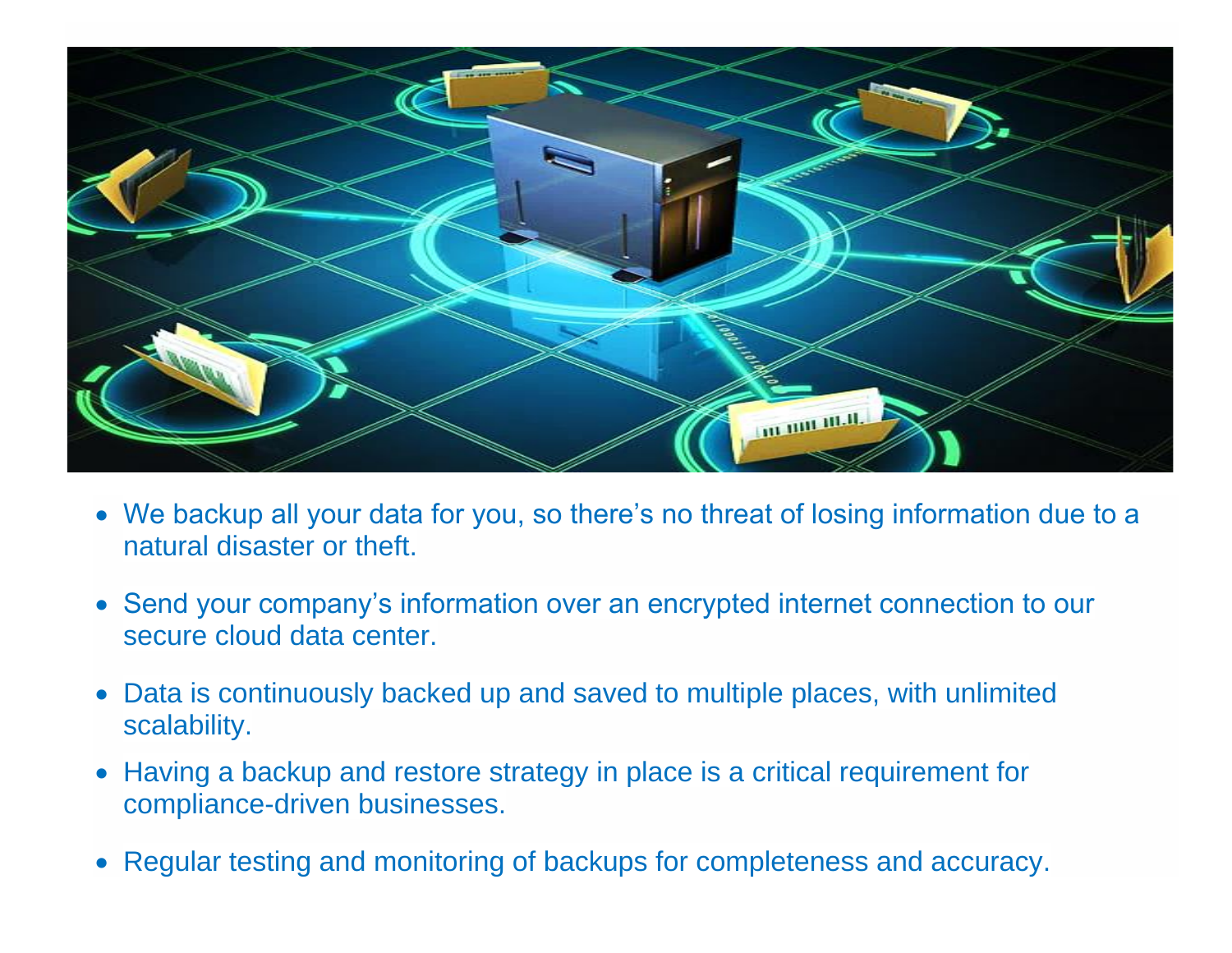- We backup all your data for you, so there's no threat of losing information due to a natural disaster or theft.
- Send your company's information over an encrypted internet connection to our secure cloud data center.
- Data is continuously backed up and saved to multiple places, with unlimited scalability.
- Having a backup and restore strategy in place is a critical requirement for compliance-driven businesses.
- Regular testing and monitoring of backups for completeness and accuracy.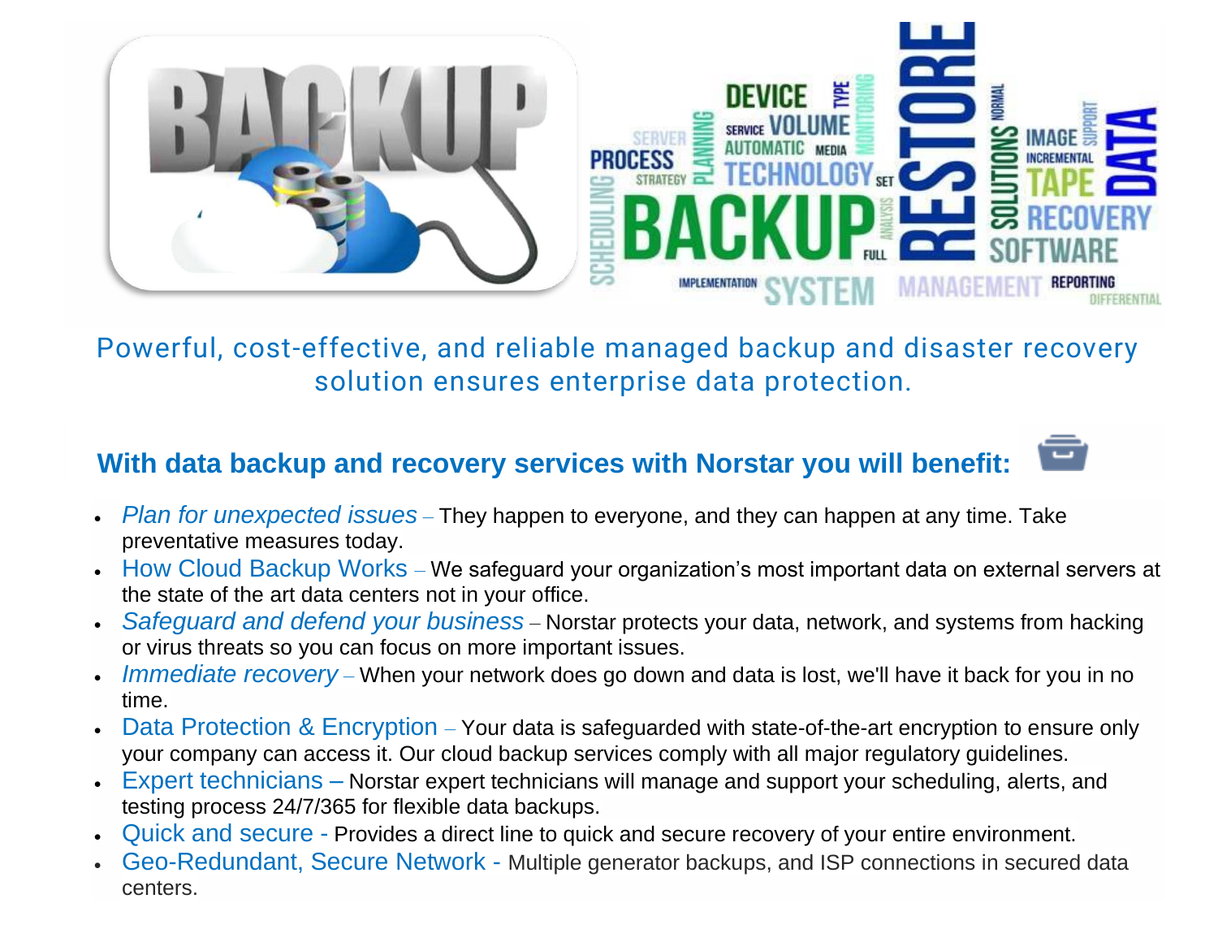Powerful, cost-effective, and reliable managed backup and disaster recovery solution ensures enterprise data protection.

## With data backup and recovery services with Norstar you will benefit:

- *Plan for unexpected issues* – They happen to everyone, and they can happen at any time. Take preventative measures today.
- How Cloud Backup Works – We safeguard your organization's most important data on external servers at the state of the art data centers not in your office.
- *Safeguard and defend your business* – Norstar protects your data, network, and systems from hacking or virus threats so you can focus on more important issues.
- *Immediate recovery* – When your network does go down and data is lost, we'll have it back for you in no time.
- Data Protection & Encryption – Your data is safeguarded with state-of-the-art encryption to ensure only your company can access it. Our cloud backup services comply with all major regulatory guidelines.
- Expert technicians – Norstar expert technicians will manage and support your scheduling, alerts, and testing process 24/7/365 for flexible data backups.
- Quick and secure - Provides a direct line to quick and secure recovery of your entire environment.
- Geo-Redundant, Secure Network - Multiple generator backups, and ISP connections in secured data centers.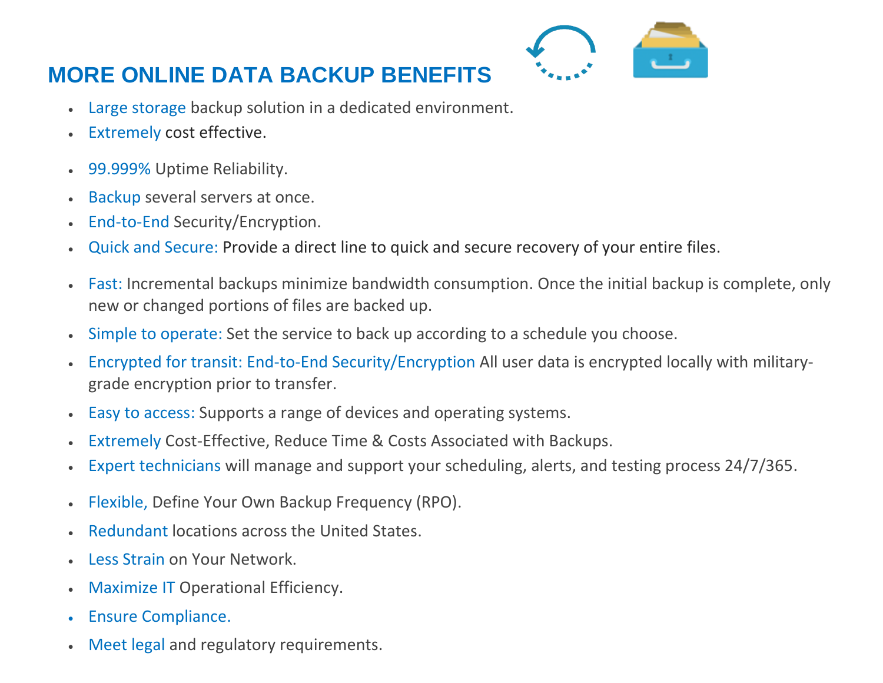## MORE ONLINE DATA BACKUP BENEFITS

- Large storage backup solution in a dedicated environment.
- Extremely cost effective.
- 99.999% Uptime Reliability.
- Backup several servers at once.
- End-to-End Security/Encryption.
- Quick and Secure: Provide a direct line to quick and secure recovery of your entire files.
- Fast: Incremental backups minimize bandwidth consumption. Once the initial backup is complete, only new or changed portions of files are backed up.
- Simple to operate: Set the service to back up according to a schedule you choose.
- Encrypted for transit: End-to-End Security/Encryption All user data is encrypted locally with military-grade encryption prior to transfer.
- Easy to access: Supports a range of devices and operating systems.
- Extremely Cost-Effective, Reduce Time & Costs Associated with Backups.
- Expert technicians will manage and support your scheduling, alerts, and testing process 24/7/365.
- Flexible, Define Your Own Backup Frequency (RPO).
- Redundant locations across the United States.
- Less Strain on Your Network.
- Maximize IT Operational Efficiency.
- Ensure Compliance.
- Meet legal and regulatory requirements.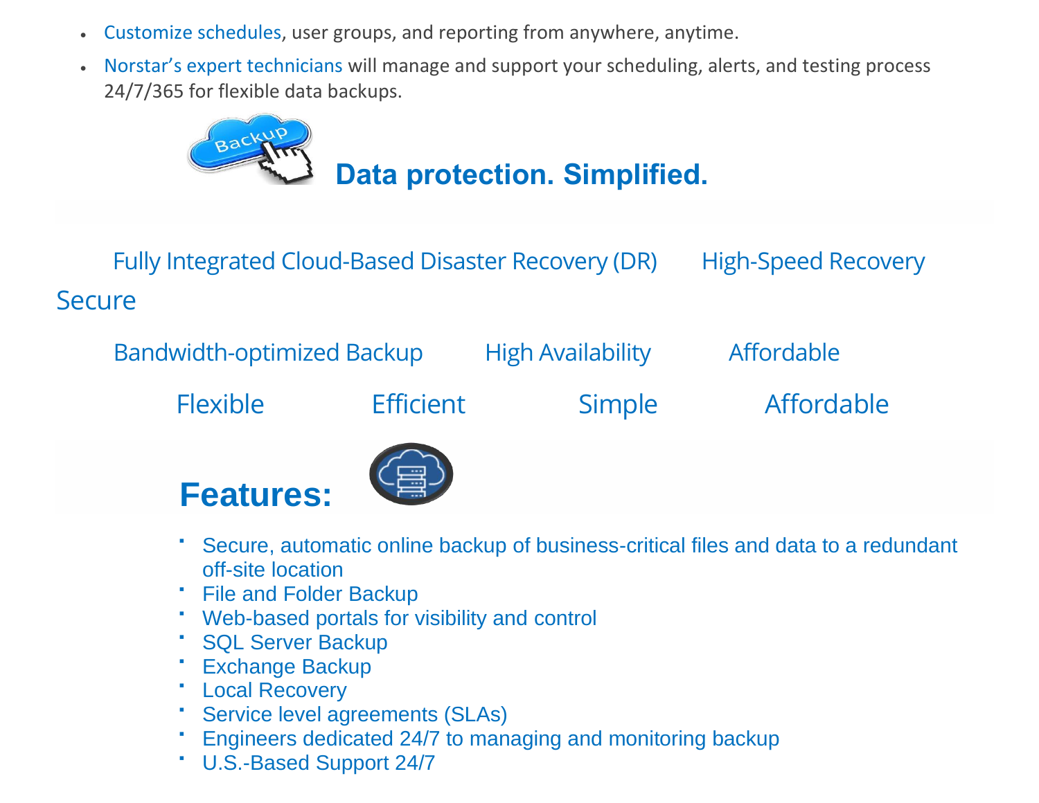- Customize schedules, user groups, and reporting from anywhere, anytime.
- Norstar's expert technicians will manage and support your scheduling, alerts, and testing process 24/7/365 for flexible data backups.

## Data protection. Simplified.

Fully Integrated Cloud-Based Disaster Recovery (DR)   High-Speed Recovery   Secure

Bandwidth-optimized Backup   High Availability   Affordable

Flexible   Efficient   Simple   Affordable

## Features:

- Secure, automatic online backup of business-critical files and data to a redundant off-site location
- File and Folder Backup
- Web-based portals for visibility and control
- SQL Server Backup
- Exchange Backup
- Local Recovery
- Service level agreements (SLAs)
- Engineers dedicated 24/7 to managing and monitoring backup
- U.S.-Based Support 24/7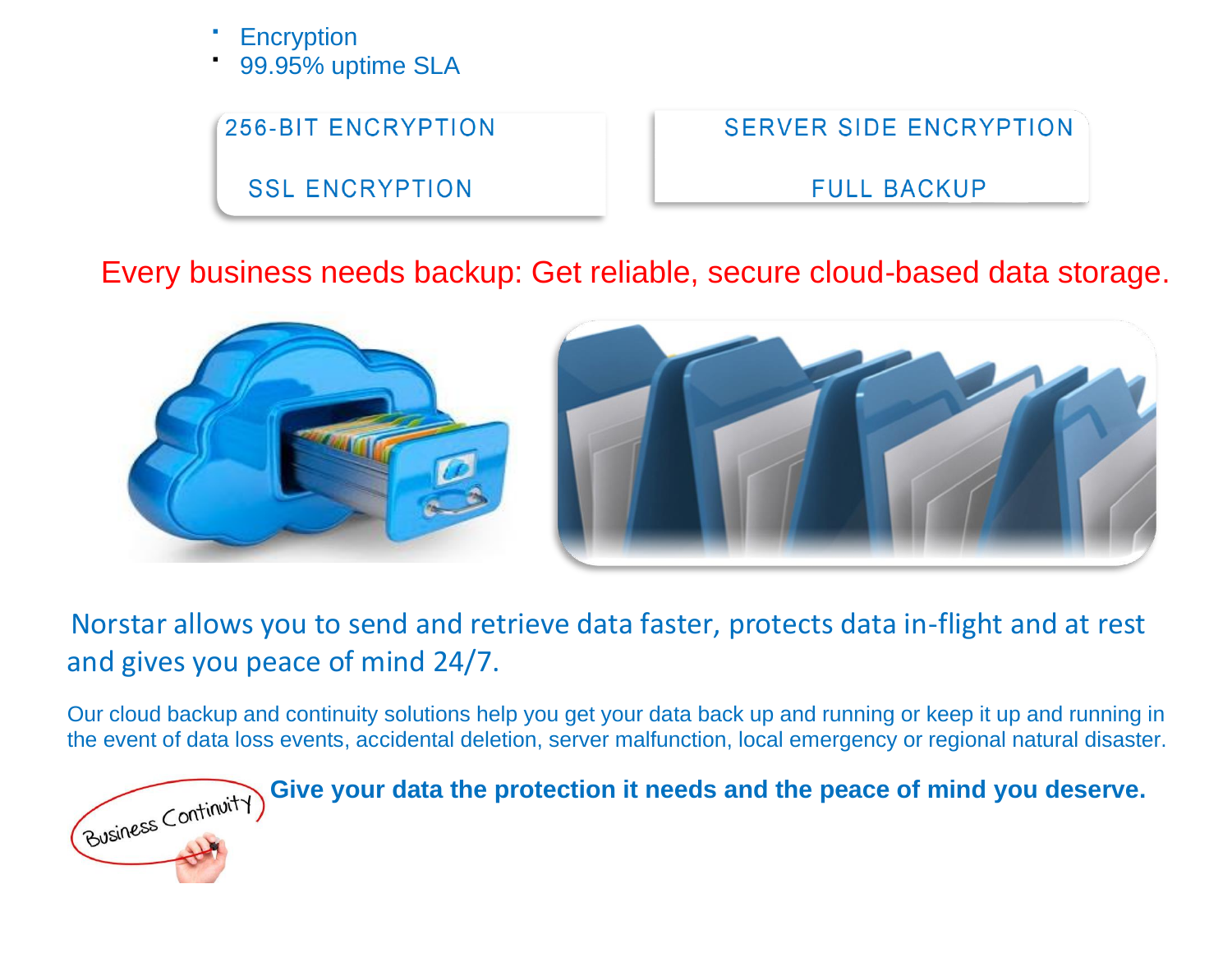- Encryption
- 99.95% uptime SLA

256-BIT ENCRYPTION

SSL ENCRYPTION

SERVER SIDE ENCRYPTION

FULL BACKUP

Every business needs backup: Get reliable, secure cloud-based data storage.

Norstar allows you to send and retrieve data faster, protects data in-flight and at rest and gives you peace of mind 24/7.

Our cloud backup and continuity solutions help you get your data back up and running or keep it up and running in the event of data loss events, accidental deletion, server malfunction, local emergency or regional natural disaster.

**Give your data the protection it needs and the peace of mind you deserve.**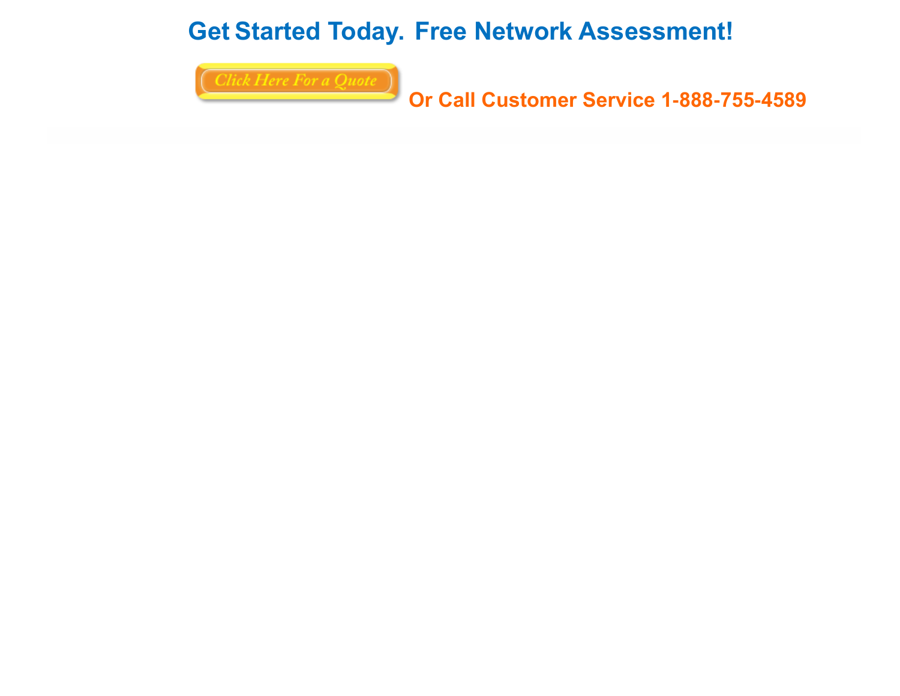## Get Started Today. Free Network Assessment!

Click Here For a Quote **Or Call Customer Service 1-888-755-4589**